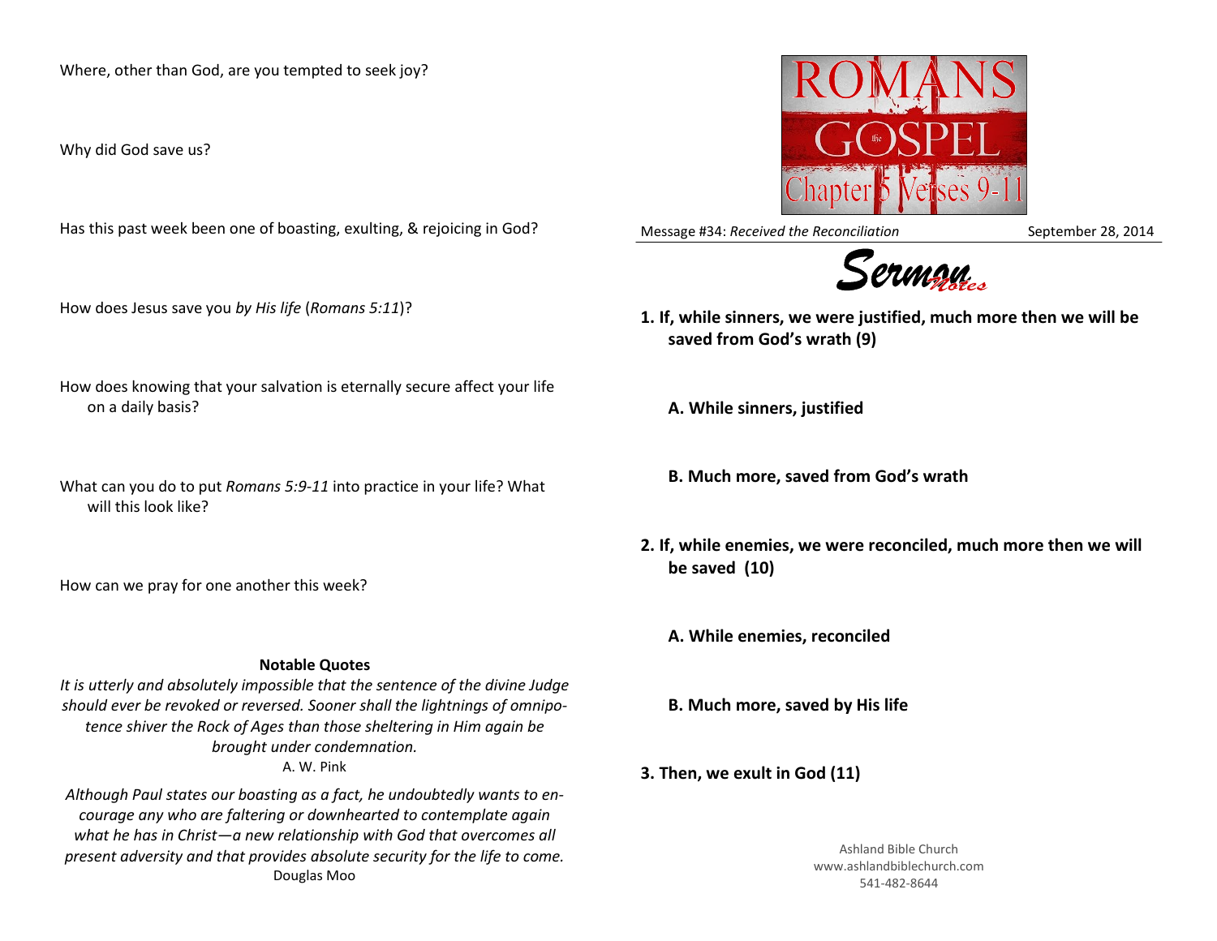Where, other than God, are you tempted to seek joy?

Why did God save us?

Has this past week been one of boasting, exulting, & rejoicing in God?

How does Jesus save you *by His life* (*Romans 5:11*)?

How does knowing that your salvation is eternally secure affect your life on a daily basis?

What can you do to put *Romans 5:9-11* into practice in your life? What will this look like?

How can we pray for one another this week?

**Notable Quotes**

*It is utterly and absolutely impossible that the sentence of the divine Judge should ever be revoked or reversed. Sooner shall the lightnings of omnipotence shiver the Rock of Ages than those sheltering in Him again be brought under condemnation.*
A. W. Pink

*Although Paul states our boasting as a fact, he undoubtedly wants to encourage any who are faltering or downhearted to contemplate again what he has in Christ—a new relationship with God that overcomes all present adversity and that provides absolute security for the life to come.*
Douglas Moo

ROMANS
the GOSPEL
Chapter 5 Verses 9-11

Message #34: *Received the Reconciliation* — September 28, 2014

# Sermon Notes

**1. If, while sinners, we were justified, much more then we will be saved from God's wrath (9)**

**A. While sinners, justified**

**B. Much more, saved from God's wrath**

**2. If, while enemies, we were reconciled, much more then we will be saved (10)**

**A. While enemies, reconciled**

**B. Much more, saved by His life**

**3. Then, we exult in God (11)**

Ashland Bible Church
www.ashlandbiblechurch.com
541-482-8644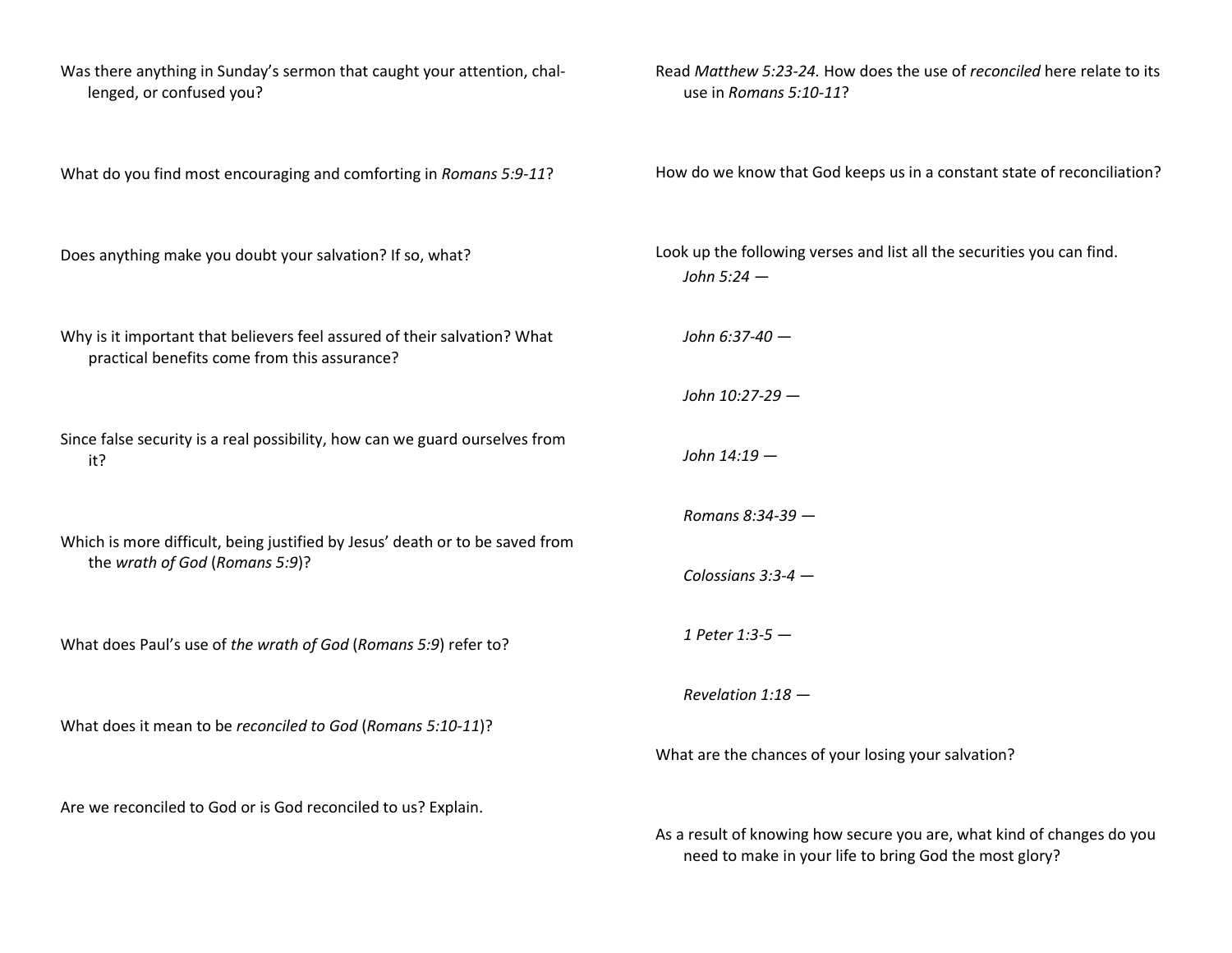Was there anything in Sunday's sermon that caught your attention, challenged, or confused you?

What do you find most encouraging and comforting in *Romans 5:9-11*?

Does anything make you doubt your salvation? If so, what?

Why is it important that believers feel assured of their salvation? What practical benefits come from this assurance?

Since false security is a real possibility, how can we guard ourselves from it?

Which is more difficult, being justified by Jesus' death or to be saved from the *wrath of God* (*Romans 5:9*)?

What does Paul's use of *the wrath of God* (*Romans 5:9*) refer to?

What does it mean to be *reconciled to God* (*Romans 5:10-11*)?

Are we reconciled to God or is God reconciled to us? Explain.

Read *Matthew 5:23-24.* How does the use of *reconciled* here relate to its use in *Romans 5:10-11*?

How do we know that God keeps us in a constant state of reconciliation?

Look up the following verses and list all the securities you can find.

*John 5:24 —*

*John 6:37-40 —*

*John 10:27-29 —*

*John 14:19 —*

*Romans 8:34-39 —*

*Colossians 3:3-4 —*

*1 Peter 1:3-5 —*

*Revelation 1:18 —*

What are the chances of your losing your salvation?

As a result of knowing how secure you are, what kind of changes do you need to make in your life to bring God the most glory?